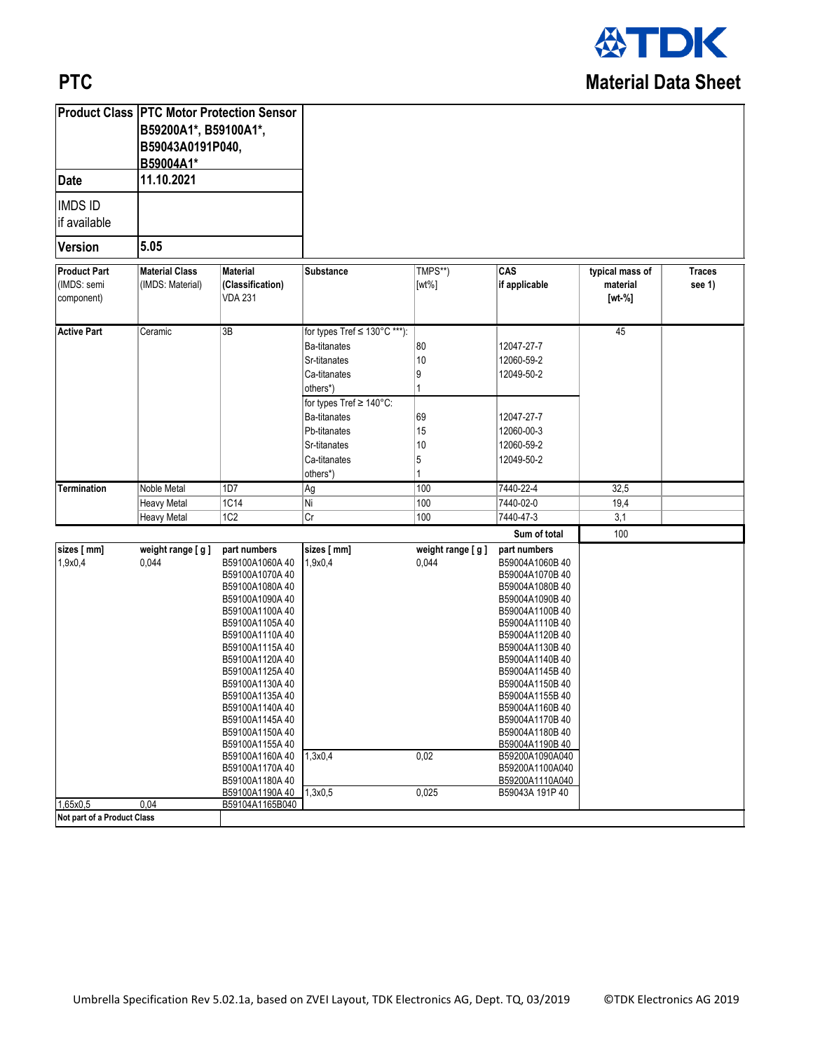# PTC

## Material Data Sheet

| Product Class | PTC Motor Protection Sensor B59200A1*, B59100A1*, B59043A0191P040, B59004A1* |
|---|---|
| Date | 11.10.2021 |
| IMDS ID if available | |
| Version | 5.05 |

| Product Part (IMDS: semi component) | Material Class (IMDS: Material) | Material (Classification) VDA 231 | Substance | TMPS**) [wt%] | CAS if applicable | typical mass of material [wt-%] | Traces see 1) |
|---|---|---|---|---|---|---|---|
| Active Part | Ceramic | 3B | for types Tref ≤ 130°C ***): | | | 45 | |
| | | | Ba-titanates | 80 | 12047-27-7 | | |
| | | | Sr-titanates | 10 | 12060-59-2 | | |
| | | | Ca-titanates | 9 | 12049-50-2 | | |
| | | | others*) | 1 | | | |
| | | | for types Tref ≥ 140°C: | | | | |
| | | | Ba-titanates | 69 | 12047-27-7 | | |
| | | | Pb-titanates | 15 | 12060-00-3 | | |
| | | | Sr-titanates | 10 | 12060-59-2 | | |
| | | | Ca-titanates | 5 | 12049-50-2 | | |
| | | | others*) | 1 | | | |
| Termination | Noble Metal | 1D7 | Ag | 100 | 7440-22-4 | 32,5 | |
| | Heavy Metal | 1C14 | Ni | 100 | 7440-02-0 | 19,4 | |
| | Heavy Metal | 1C2 | Cr | 100 | 7440-47-3 | 3,1 | |
| | | | | | Sum of total | 100 | |

| sizes [ mm] | weight range [ g ] | part numbers | sizes [ mm] | weight range [ g ] | part numbers |
|---|---|---|---|---|---|
| 1,9x0,4 | 0,044 | B59100A1060A 40 | 1,9x0,4 | 0,044 | B59004A1060B 40 |
| | | B59100A1070A 40 | | | B59004A1070B 40 |
| | | B59100A1080A 40 | | | B59004A1080B 40 |
| | | B59100A1090A 40 | | | B59004A1090B 40 |
| | | B59100A1100A 40 | | | B59004A1100B 40 |
| | | B59100A1105A 40 | | | B59004A1110B 40 |
| | | B59100A1110A 40 | | | B59004A1120B 40 |
| | | B59100A1115A 40 | | | B59004A1130B 40 |
| | | B59100A1120A 40 | | | B59004A1140B 40 |
| | | B59100A1125A 40 | | | B59004A1145B 40 |
| | | B59100A1130A 40 | | | B59004A1150B 40 |
| | | B59100A1135A 40 | | | B59004A1155B 40 |
| | | B59100A1140A 40 | | | B59004A1160B 40 |
| | | B59100A1145A 40 | | | B59004A1170B 40 |
| | | B59100A1150A 40 | | | B59004A1180B 40 |
| | | B59100A1155A 40 | | | B59004A1190B 40 |
| | | B59100A1160A 40 | 1,3x0,4 | 0,02 | B59200A1090A040 |
| | | B59100A1170A 40 | | | B59200A1100A040 |
| | | B59100A1180A 40 | | | B59200A1110A040 |
| | | B59100A1190A 40 | 1,3x0,5 | 0,025 | B59043A 191P 40 |
| 1,65x0,5 | 0,04 | B59104A1165B040 | | | |
| Not part of a Product Class | | | | | |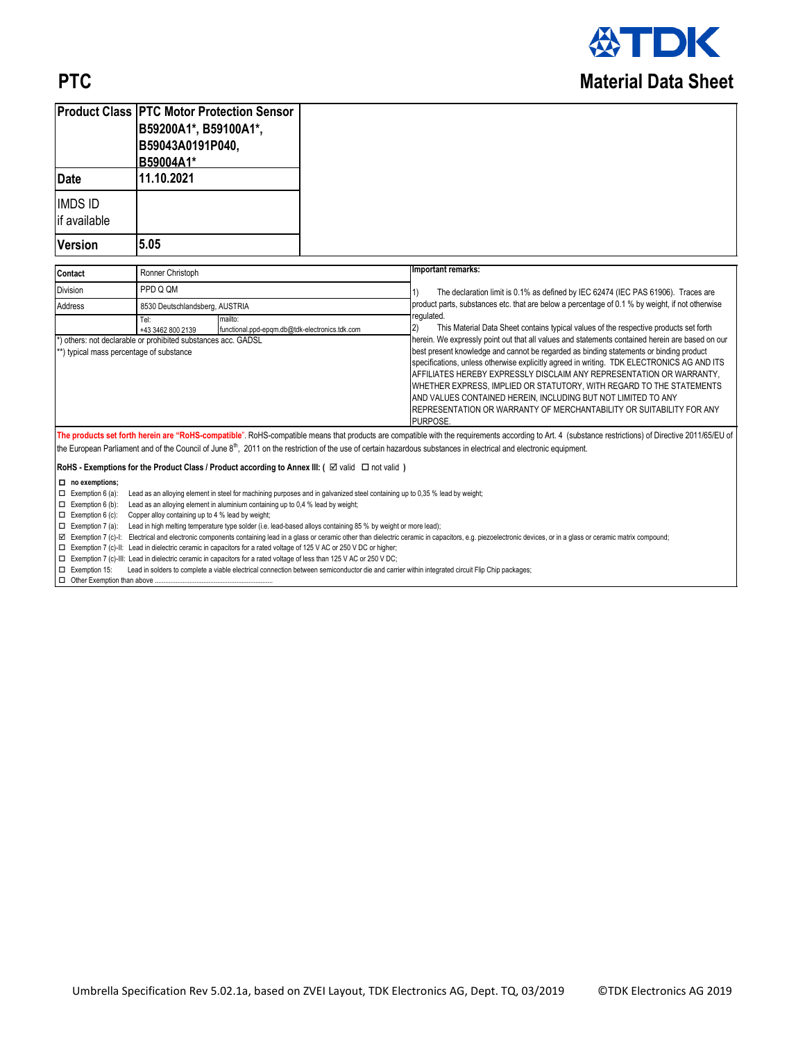# PTC

# Material Data Sheet

| | |
|---|---|
| **Product Class** | **PTC Motor Protection Sensor B59200A1*, B59100A1*, B59043A0191P040, B59004A1*** |
| **Date** | **11.10.2021** |
| IMDS ID if available | |
| **Version** | **5.05** |

| | | |
|---|---|---|
| **Contact** | Ronner Christoph | |
| Division | PPD Q QM | |
| Address | 8530 Deutschlandsberg, AUSTRIA | |
| | Tel: +43 3462 800 2139 | mailto: functional.ppd-epqm.db@tdk-electronics.tdk.com |

*) others: not declarable or prohibited substances acc. GADSL

**) typical mass percentage of substance

**Important remarks:**

1) The declaration limit is 0.1% as defined by IEC 62474 (IEC PAS 61906). Traces are product parts, substances etc. that are below a percentage of 0.1 % by weight, if not otherwise regulated.

2) This Material Data Sheet contains typical values of the respective products set forth herein. We expressly point out that all values and statements contained herein are based on our best present knowledge and cannot be regarded as binding statements or binding product specifications, unless otherwise explicitly agreed in writing. TDK ELECTRONICS AG AND ITS AFFILIATES HEREBY EXPRESSLY DISCLAIM ANY REPRESENTATION OR WARRANTY, WHETHER EXPRESS, IMPLIED OR STATUTORY, WITH REGARD TO THE STATEMENTS AND VALUES CONTAINED HEREIN, INCLUDING BUT NOT LIMITED TO ANY REPRESENTATION OR WARRANTY OF MERCHANTABILITY OR SUITABILITY FOR ANY PURPOSE.

**The products set forth herein are "RoHS-compatible"**. RoHS-compatible means that products are compatible with the requirements according to Art. 4 (substance restrictions) of Directive 2011/65/EU of the European Parliament and of the Council of June 8th, 2011 on the restriction of the use of certain hazardous substances in electrical and electronic equipment.

**RoHS - Exemptions for the Product Class / Product according to Annex III: ( ☑ valid ☐ not valid )**

- ☐ **no exemptions;**
- ☐ Exemption 6 (a): Lead as an alloying element in steel for machining purposes and in galvanized steel containing up to 0,35 % lead by weight;
- ☐ Exemption 6 (b): Lead as an alloying element in aluminium containing up to 0,4 % lead by weight;
- ☐ Exemption 6 (c): Copper alloy containing up to 4 % lead by weight;
- ☐ Exemption 7 (a): Lead in high melting temperature type solder (i.e. lead-based alloys containing 85 % by weight or more lead);
- ☑ Exemption 7 (c)-I: Electrical and electronic components containing lead in a glass or ceramic other than dielectric ceramic in capacitors, e.g. piezoelectronic devices, or in a glass or ceramic matrix compound;
- ☐ Exemption 7 (c)-II: Lead in dielectric ceramic in capacitors for a rated voltage of 125 V AC or 250 V DC or higher;
- ☐ Exemption 7 (c)-III: Lead in dielectric ceramic in capacitors for a rated voltage of less than 125 V AC or 250 V DC;
- ☐ Exemption 15: Lead in solders to complete a viable electrical connection between semiconductor die and carrier within integrated circuit Flip Chip packages;
- ☐ Other Exemption than above ....................................................................

Umbrella Specification Rev 5.02.1a, based on ZVEI Layout, TDK Electronics AG, Dept. TQ, 03/2019 ©TDK Electronics AG 2019